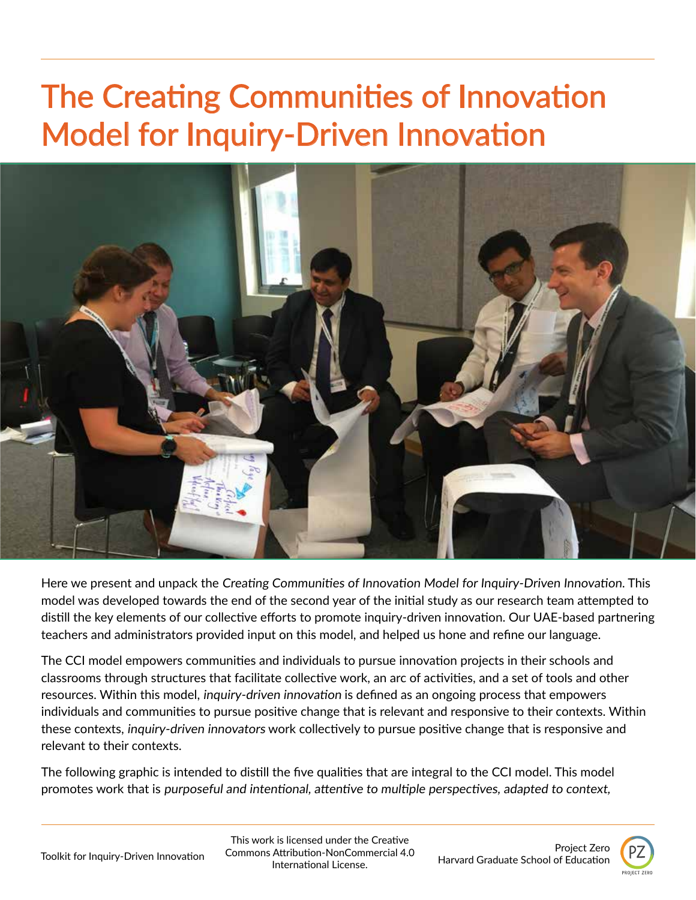# The Creating Communities of Innovation Model for Inquiry-Driven Innovation

Here we present and unpack the *Creating Communities of Innovation Model for Inquiry-Driven Innovation*. This model was developed towards the end of the second year of the initial study as our research team attempted to distill the key elements of our collective efforts to promote inquiry-driven innovation. Our UAE-based partnering teachers and administrators provided input on this model, and helped us hone and refine our language.

The CCI model empowers communities and individuals to pursue innovation projects in their schools and classrooms through structures that facilitate collective work, an arc of activities, and a set of tools and other resources. Within this model, *inquiry-driven innovation* is defined as an ongoing process that empowers individuals and communities to pursue positive change that is relevant and responsive to their contexts. Within these contexts, *inquiry-driven innovators* work collectively to pursue positive change that is responsive and relevant to their contexts.

The following graphic is intended to distill the five qualities that are integral to the CCI model. This model promotes work that is *purposeful and intentional, attentive to multiple perspectives, adapted to context,*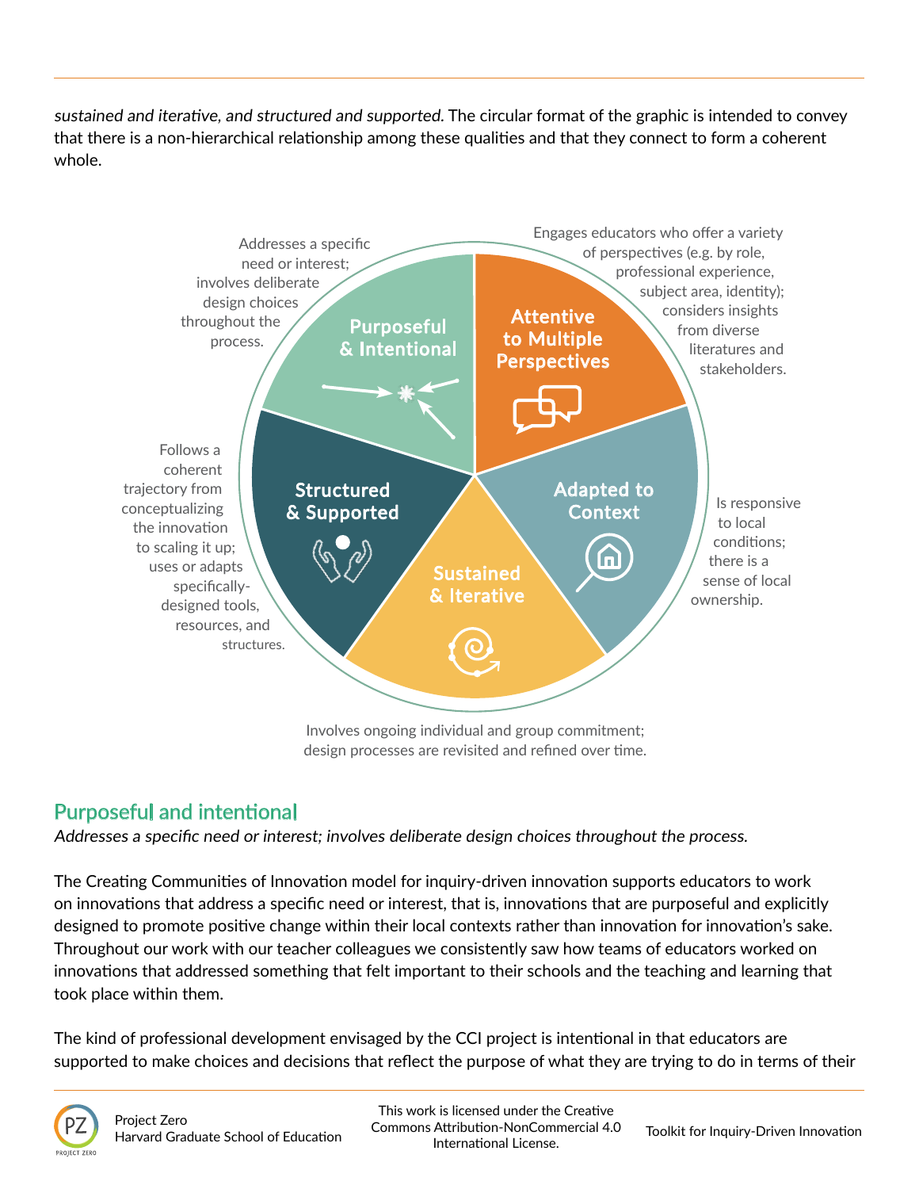*sustained and iterative, and structured and supported.* The circular format of the graphic is intended to convey that there is a non-hierarchical relationship among these qualities and that they connect to form a coherent whole.

**Purposeful & Intentional:** Addresses a specific need or interest; involves deliberate design choices throughout the process.

**Attentive to Multiple Perspectives:** Engages educators who offer a variety of perspectives (e.g. by role, professional experience, subject area, identity); considers insights from diverse literatures and stakeholders.

**Adapted to Context:** Is responsive to local conditions; there is a sense of local ownership.

**Sustained & Iterative:** Involves ongoing individual and group commitment; design processes are revisited and refined over time.

**Structured & Supported:** Follows a coherent trajectory from conceptualizing the innovation to scaling it up; uses or adapts specifically-designed tools, resources, and structures.

## Purposeful and intentional

*Addresses a specific need or interest; involves deliberate design choices throughout the process.*

The Creating Communities of Innovation model for inquiry-driven innovation supports educators to work on innovations that address a specific need or interest, that is, innovations that are purposeful and explicitly designed to promote positive change within their local contexts rather than innovation for innovation's sake. Throughout our work with our teacher colleagues we consistently saw how teams of educators worked on innovations that addressed something that felt important to their schools and the teaching and learning that took place within them.

The kind of professional development envisaged by the CCI project is intentional in that educators are supported to make choices and decisions that reflect the purpose of what they are trying to do in terms of their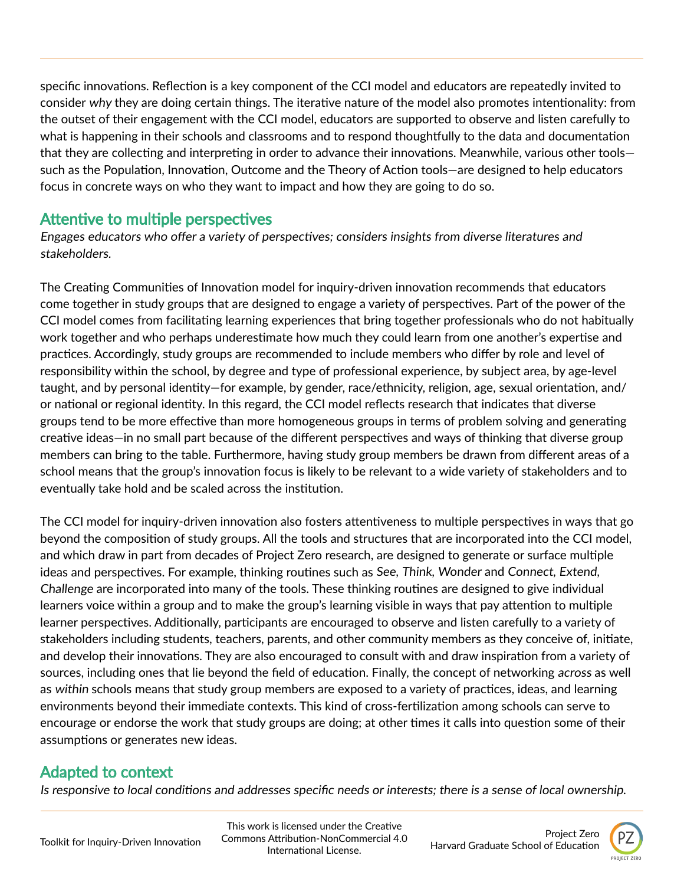specific innovations. Reflection is a key component of the CCI model and educators are repeatedly invited to consider *why* they are doing certain things. The iterative nature of the model also promotes intentionality: from the outset of their engagement with the CCI model, educators are supported to observe and listen carefully to what is happening in their schools and classrooms and to respond thoughtfully to the data and documentation that they are collecting and interpreting in order to advance their innovations. Meanwhile, various other tools—such as the Population, Innovation, Outcome and the Theory of Action tools—are designed to help educators focus in concrete ways on who they want to impact and how they are going to do so.

## Attentive to multiple perspectives

*Engages educators who offer a variety of perspectives; considers insights from diverse literatures and stakeholders.*

The Creating Communities of Innovation model for inquiry-driven innovation recommends that educators come together in study groups that are designed to engage a variety of perspectives. Part of the power of the CCI model comes from facilitating learning experiences that bring together professionals who do not habitually work together and who perhaps underestimate how much they could learn from one another's expertise and practices. Accordingly, study groups are recommended to include members who differ by role and level of responsibility within the school, by degree and type of professional experience, by subject area, by age-level taught, and by personal identity—for example, by gender, race/ethnicity, religion, age, sexual orientation, and/or national or regional identity. In this regard, the CCI model reflects research that indicates that diverse groups tend to be more effective than more homogeneous groups in terms of problem solving and generating creative ideas—in no small part because of the different perspectives and ways of thinking that diverse group members can bring to the table. Furthermore, having study group members be drawn from different areas of a school means that the group's innovation focus is likely to be relevant to a wide variety of stakeholders and to eventually take hold and be scaled across the institution.

The CCI model for inquiry-driven innovation also fosters attentiveness to multiple perspectives in ways that go beyond the composition of study groups. All the tools and structures that are incorporated into the CCI model, and which draw in part from decades of Project Zero research, are designed to generate or surface multiple ideas and perspectives. For example, thinking routines such as *See, Think, Wonder* and *Connect, Extend, Challenge* are incorporated into many of the tools. These thinking routines are designed to give individual learners voice within a group and to make the group's learning visible in ways that pay attention to multiple learner perspectives. Additionally, participants are encouraged to observe and listen carefully to a variety of stakeholders including students, teachers, parents, and other community members as they conceive of, initiate, and develop their innovations. They are also encouraged to consult with and draw inspiration from a variety of sources, including ones that lie beyond the field of education. Finally, the concept of networking *across* as well as *within* schools means that study group members are exposed to a variety of practices, ideas, and learning environments beyond their immediate contexts. This kind of cross-fertilization among schools can serve to encourage or endorse the work that study groups are doing; at other times it calls into question some of their assumptions or generates new ideas.

## Adapted to context

*Is responsive to local conditions and addresses specific needs or interests; there is a sense of local ownership.*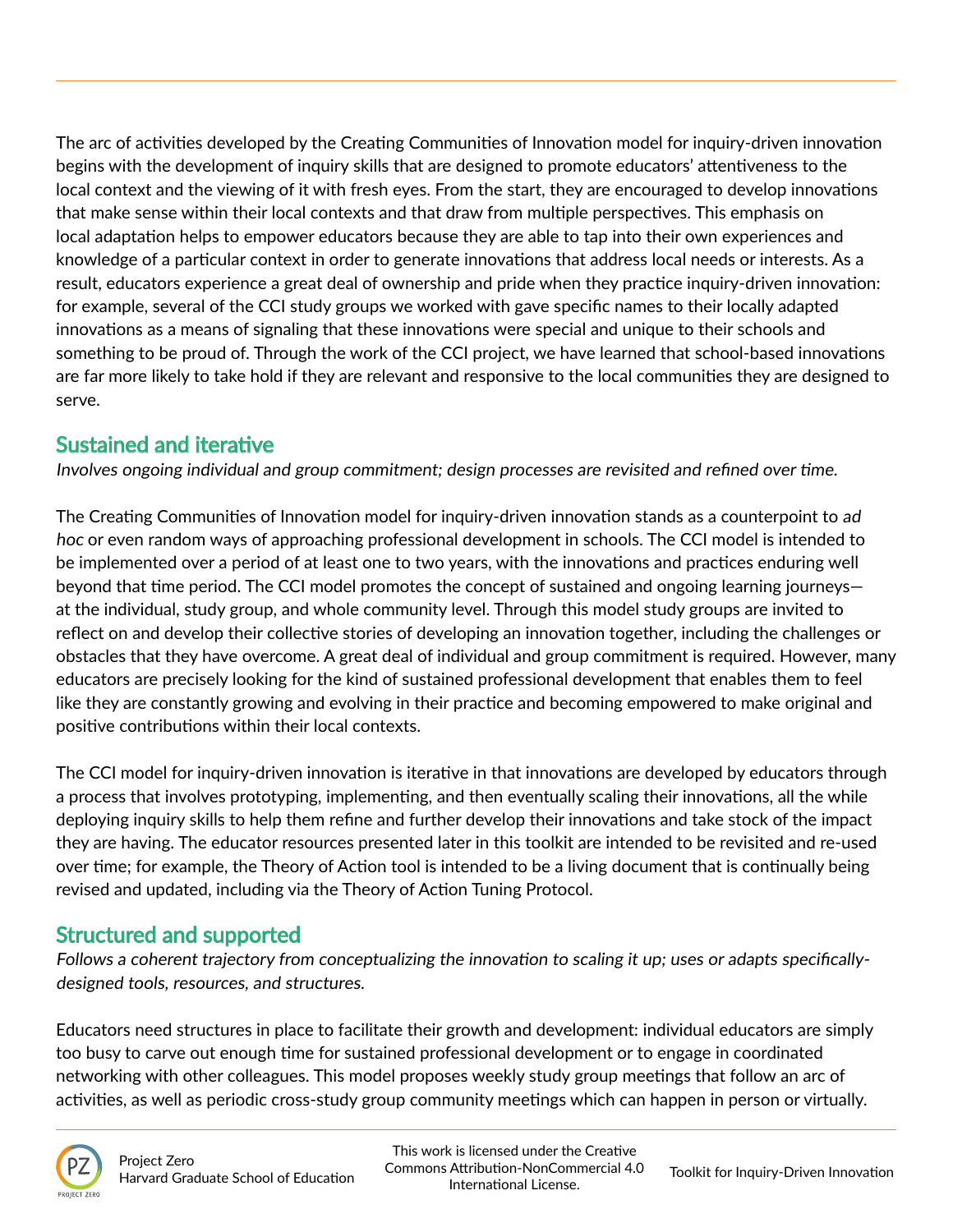The arc of activities developed by the Creating Communities of Innovation model for inquiry-driven innovation begins with the development of inquiry skills that are designed to promote educators' attentiveness to the local context and the viewing of it with fresh eyes. From the start, they are encouraged to develop innovations that make sense within their local contexts and that draw from multiple perspectives. This emphasis on local adaptation helps to empower educators because they are able to tap into their own experiences and knowledge of a particular context in order to generate innovations that address local needs or interests. As a result, educators experience a great deal of ownership and pride when they practice inquiry-driven innovation: for example, several of the CCI study groups we worked with gave specific names to their locally adapted innovations as a means of signaling that these innovations were special and unique to their schools and something to be proud of. Through the work of the CCI project, we have learned that school-based innovations are far more likely to take hold if they are relevant and responsive to the local communities they are designed to serve.

## Sustained and iterative

*Involves ongoing individual and group commitment; design processes are revisited and refined over time.*

The Creating Communities of Innovation model for inquiry-driven innovation stands as a counterpoint to *ad hoc* or even random ways of approaching professional development in schools. The CCI model is intended to be implemented over a period of at least one to two years, with the innovations and practices enduring well beyond that time period. The CCI model promotes the concept of sustained and ongoing learning journeys—at the individual, study group, and whole community level. Through this model study groups are invited to reflect on and develop their collective stories of developing an innovation together, including the challenges or obstacles that they have overcome. A great deal of individual and group commitment is required. However, many educators are precisely looking for the kind of sustained professional development that enables them to feel like they are constantly growing and evolving in their practice and becoming empowered to make original and positive contributions within their local contexts.

The CCI model for inquiry-driven innovation is iterative in that innovations are developed by educators through a process that involves prototyping, implementing, and then eventually scaling their innovations, all the while deploying inquiry skills to help them refine and further develop their innovations and take stock of the impact they are having. The educator resources presented later in this toolkit are intended to be revisited and re-used over time; for example, the Theory of Action tool is intended to be a living document that is continually being revised and updated, including via the Theory of Action Tuning Protocol.

## Structured and supported

*Follows a coherent trajectory from conceptualizing the innovation to scaling it up; uses or adapts specifically-designed tools, resources, and structures.*

Educators need structures in place to facilitate their growth and development: individual educators are simply too busy to carve out enough time for sustained professional development or to engage in coordinated networking with other colleagues. This model proposes weekly study group meetings that follow an arc of activities, as well as periodic cross-study group community meetings which can happen in person or virtually.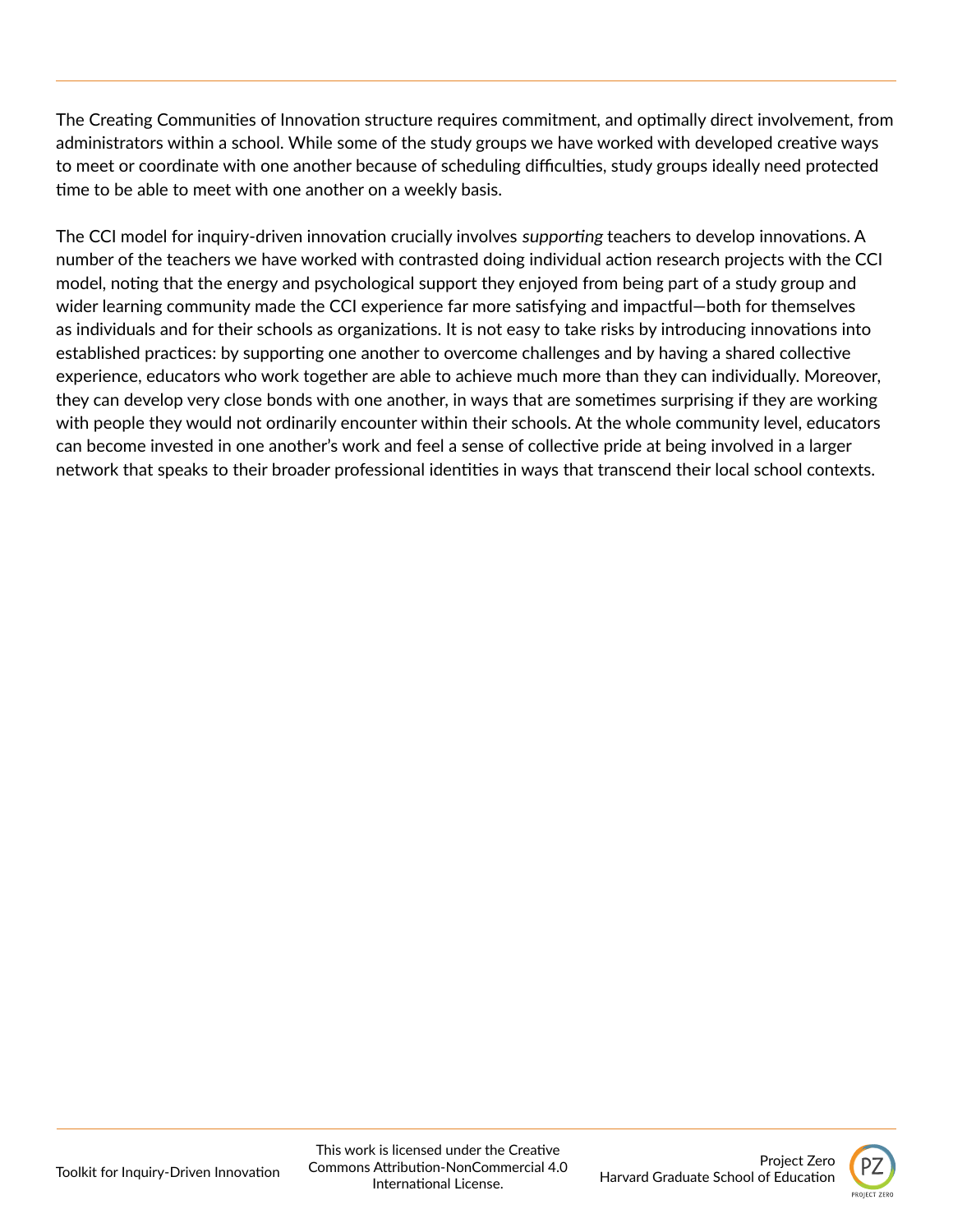The Creating Communities of Innovation structure requires commitment, and optimally direct involvement, from administrators within a school. While some of the study groups we have worked with developed creative ways to meet or coordinate with one another because of scheduling difficulties, study groups ideally need protected time to be able to meet with one another on a weekly basis.

The CCI model for inquiry-driven innovation crucially involves *supporting* teachers to develop innovations. A number of the teachers we have worked with contrasted doing individual action research projects with the CCI model, noting that the energy and psychological support they enjoyed from being part of a study group and wider learning community made the CCI experience far more satisfying and impactful—both for themselves as individuals and for their schools as organizations. It is not easy to take risks by introducing innovations into established practices: by supporting one another to overcome challenges and by having a shared collective experience, educators who work together are able to achieve much more than they can individually. Moreover, they can develop very close bonds with one another, in ways that are sometimes surprising if they are working with people they would not ordinarily encounter within their schools. At the whole community level, educators can become invested in one another's work and feel a sense of collective pride at being involved in a larger network that speaks to their broader professional identities in ways that transcend their local school contexts.